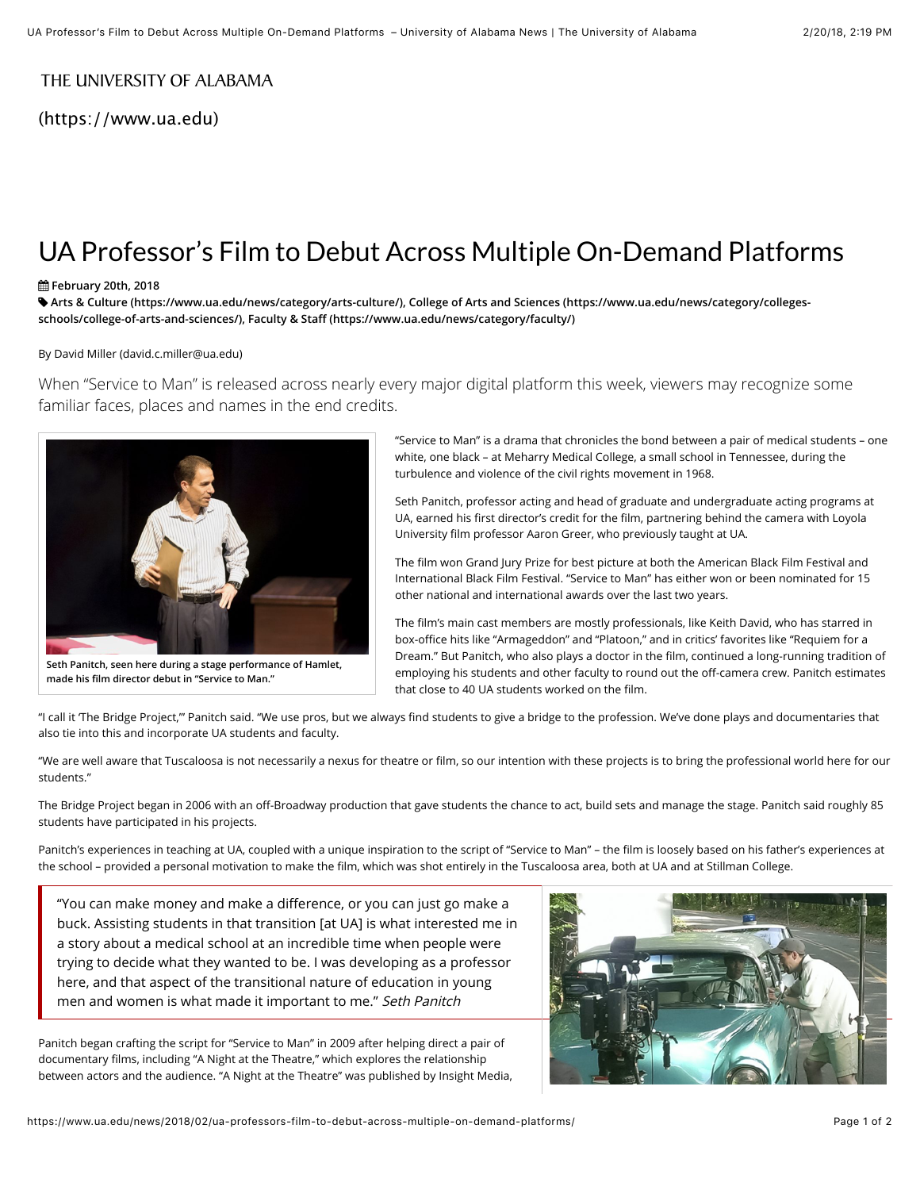THE UNIVERSITY OF ALABAMA

(https://www.ua.edu)

# UA Professor's Film to Debut Across Multiple On-Demand Platforms

February 20th, 2018

Arts & Culture (https://www.ua.edu/news/category/arts-culture/), College of Arts and Sciences (https://www.ua.edu/news/category/colleges-schools/college-of-arts-and-sciences/), Faculty & Staff (https://www.ua.edu/news/category/faculty/)

By David Miller (david.c.miller@ua.edu)

When "Service to Man" is released across nearly every major digital platform this week, viewers may recognize some familiar faces, places and names in the end credits.

Seth Panitch, seen here during a stage performance of Hamlet, made his film director debut in "Service to Man."

"Service to Man" is a drama that chronicles the bond between a pair of medical students – one white, one black – at Meharry Medical College, a small school in Tennessee, during the turbulence and violence of the civil rights movement in 1968.

Seth Panitch, professor acting and head of graduate and undergraduate acting programs at UA, earned his first director's credit for the film, partnering behind the camera with Loyola University film professor Aaron Greer, who previously taught at UA.

The film won Grand Jury Prize for best picture at both the American Black Film Festival and International Black Film Festival. "Service to Man" has either won or been nominated for 15 other national and international awards over the last two years.

The film's main cast members are mostly professionals, like Keith David, who has starred in box-office hits like "Armageddon" and "Platoon," and in critics' favorites like "Requiem for a Dream." But Panitch, who also plays a doctor in the film, continued a long-running tradition of employing his students and other faculty to round out the off-camera crew. Panitch estimates that close to 40 UA students worked on the film.

"I call it 'The Bridge Project,'" Panitch said. "We use pros, but we always find students to give a bridge to the profession. We've done plays and documentaries that also tie into this and incorporate UA students and faculty.

"We are well aware that Tuscaloosa is not necessarily a nexus for theatre or film, so our intention with these projects is to bring the professional world here for our students."

The Bridge Project began in 2006 with an off-Broadway production that gave students the chance to act, build sets and manage the stage. Panitch said roughly 85 students have participated in his projects.

Panitch's experiences in teaching at UA, coupled with a unique inspiration to the script of "Service to Man" – the film is loosely based on his father's experiences at the school – provided a personal motivation to make the film, which was shot entirely in the Tuscaloosa area, both at UA and at Stillman College.

> "You can make money and make a difference, or you can just go make a buck. Assisting students in that transition [at UA] is what interested me in a story about a medical school at an incredible time when people were trying to decide what they wanted to be. I was developing as a professor here, and that aspect of the transitional nature of education in young men and women is what made it important to me." *Seth Panitch*

Panitch began crafting the script for "Service to Man" in 2009 after helping direct a pair of documentary films, including "A Night at the Theatre," which explores the relationship between actors and the audience. "A Night at the Theatre" was published by Insight Media,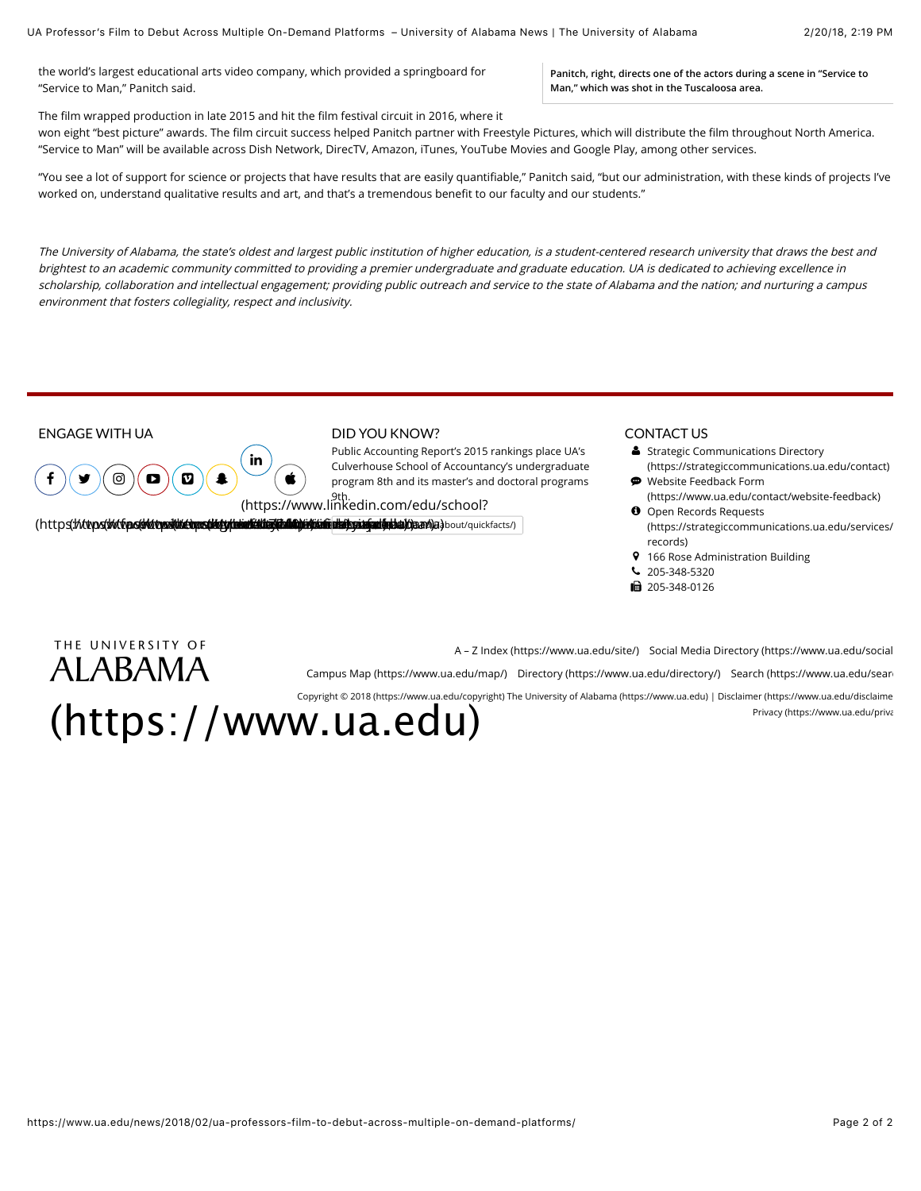the world's largest educational arts video company, which provided a springboard for "Service to Man," Panitch said.

**Panitch, right, directs one of the actors during a scene in "Service to Man," which was shot in the Tuscaloosa area.**

The film wrapped production in late 2015 and hit the film festival circuit in 2016, where it won eight "best picture" awards. The film circuit success helped Panitch partner with Freestyle Pictures, which will distribute the film throughout North America. "Service to Man" will be available across Dish Network, DirecTV, Amazon, iTunes, YouTube Movies and Google Play, among other services.

"You see a lot of support for science or projects that have results that are easily quantifiable," Panitch said, "but our administration, with these kinds of projects I've worked on, understand qualitative results and art, and that's a tremendous benefit to our faculty and our students."

*The University of Alabama, the state's oldest and largest public institution of higher education, is a student-centered research university that draws the best and brightest to an academic community committed to providing a premier undergraduate and graduate education. UA is dedicated to achieving excellence in scholarship, collaboration and intellectual engagement; providing public outreach and service to the state of Alabama and the nation; and nurturing a campus environment that fosters collegiality, respect and inclusivity.*

---

## ENGAGE WITH UA

(https://www.linkedin.com/edu/school?

## DID YOU KNOW?

Public Accounting Report's 2015 rankings place UA's Culverhouse School of Accountancy's undergraduate program 8th and its master's and doctoral programs 9th.

(https://www.ua.edu/about/quickfacts/)

## CONTACT US

- Strategic Communications Directory (https://strategiccommunications.ua.edu/contact)
- Website Feedback Form (https://www.ua.edu/contact/website-feedback)
- Open Records Requests (https://strategiccommunications.ua.edu/services/records)
- 166 Rose Administration Building
- 205-348-5320
- 205-348-0126

THE UNIVERSITY OF ALABAMA (https://www.ua.edu)

A – Z Index (https://www.ua.edu/site/) Social Media Directory (https://www.ua.edu/social

Campus Map (https://www.ua.edu/map/) Directory (https://www.ua.edu/directory/) Search (https://www.ua.edu/sear

Copyright © 2018 (https://www.ua.edu/copyright) The University of Alabama (https://www.ua.edu) | Disclaimer (https://www.ua.edu/disclaime

Privacy (https://www.ua.edu/priva